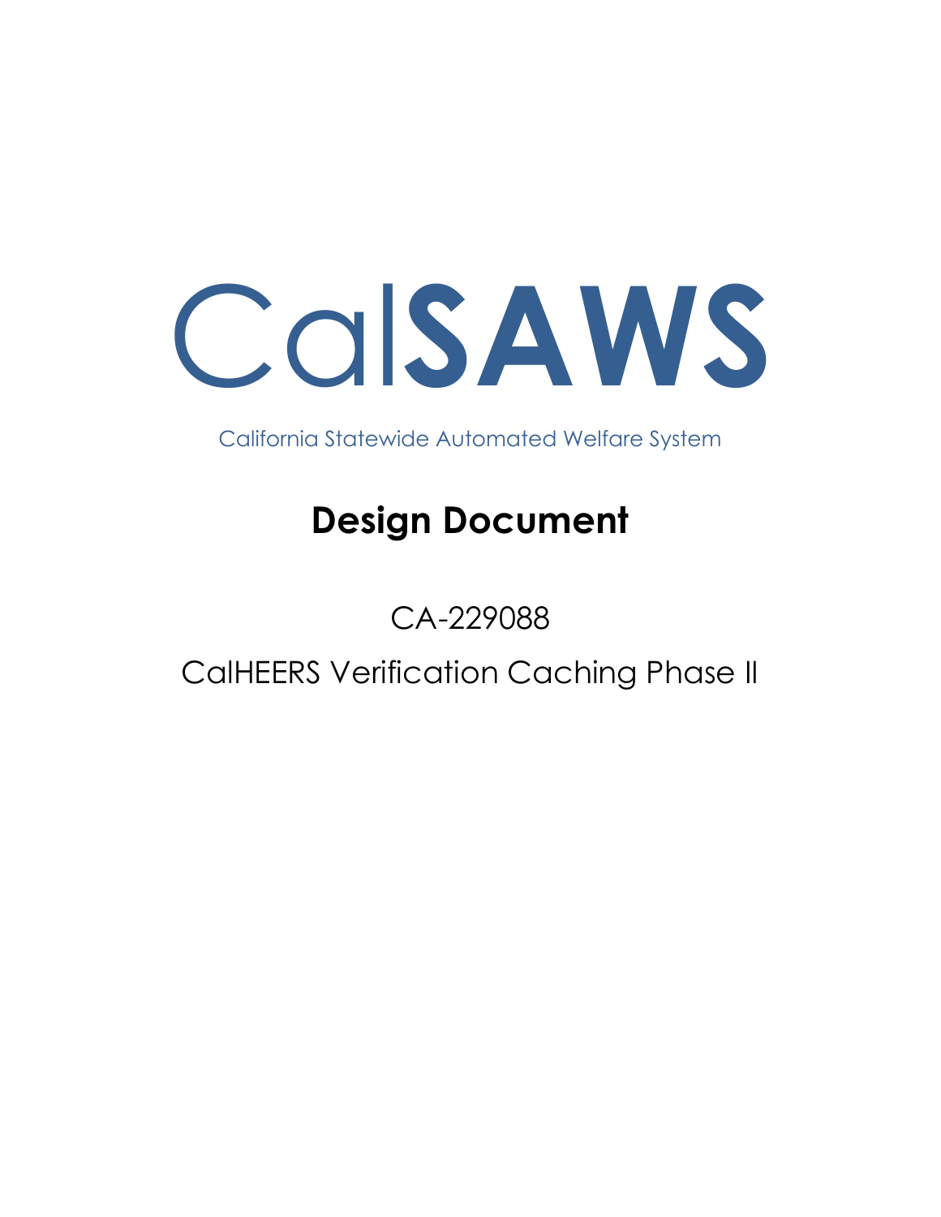# CalSAWS

California Statewide Automated Welfare System

## Design Document

CA-229088

CalHEERS Verification Caching Phase II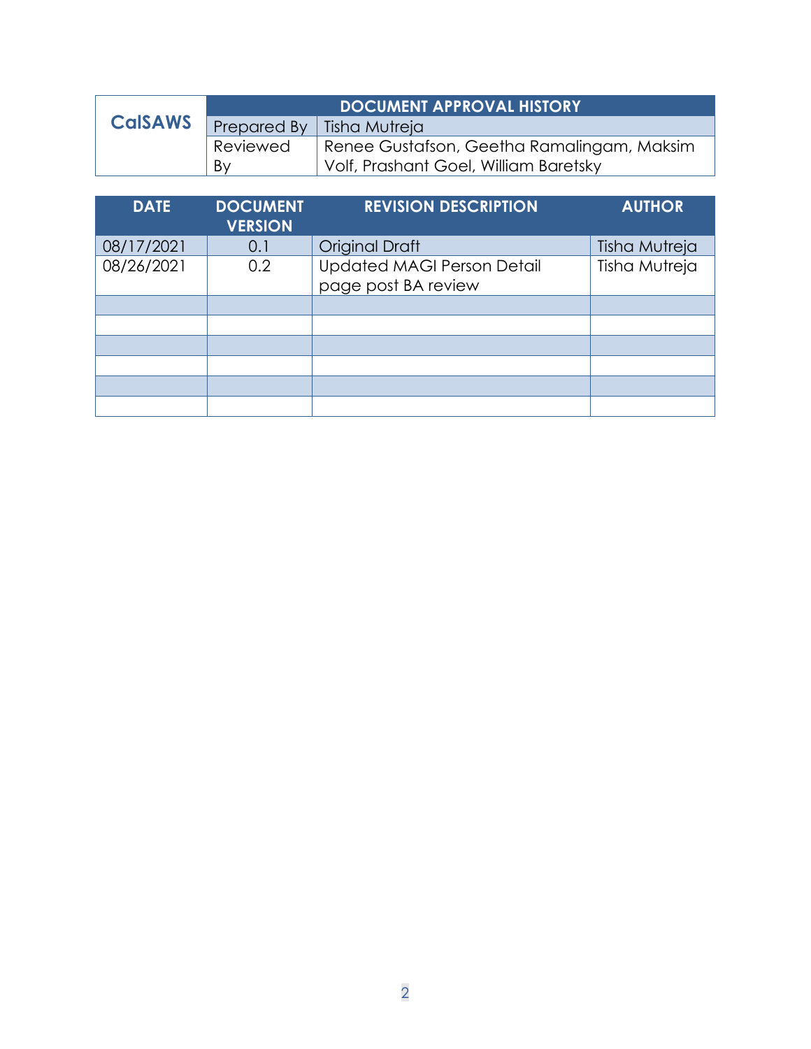| CalSAWS | DOCUMENT APPROVAL HISTORY | |
|---|---|---|
| | Prepared By | Tisha Mutreja |
| | Reviewed By | Renee Gustafson, Geetha Ramalingam, Maksim Volf, Prashant Goel, William Baretsky |

| DATE | DOCUMENT VERSION | REVISION DESCRIPTION | AUTHOR |
|---|---|---|---|
| 08/17/2021 | 0.1 | Original Draft | Tisha Mutreja |
| 08/26/2021 | 0.2 | Updated MAGI Person Detail page post BA review | Tisha Mutreja |
| | | | |
| | | | |
| | | | |
| | | | |
| | | | |
| | | | |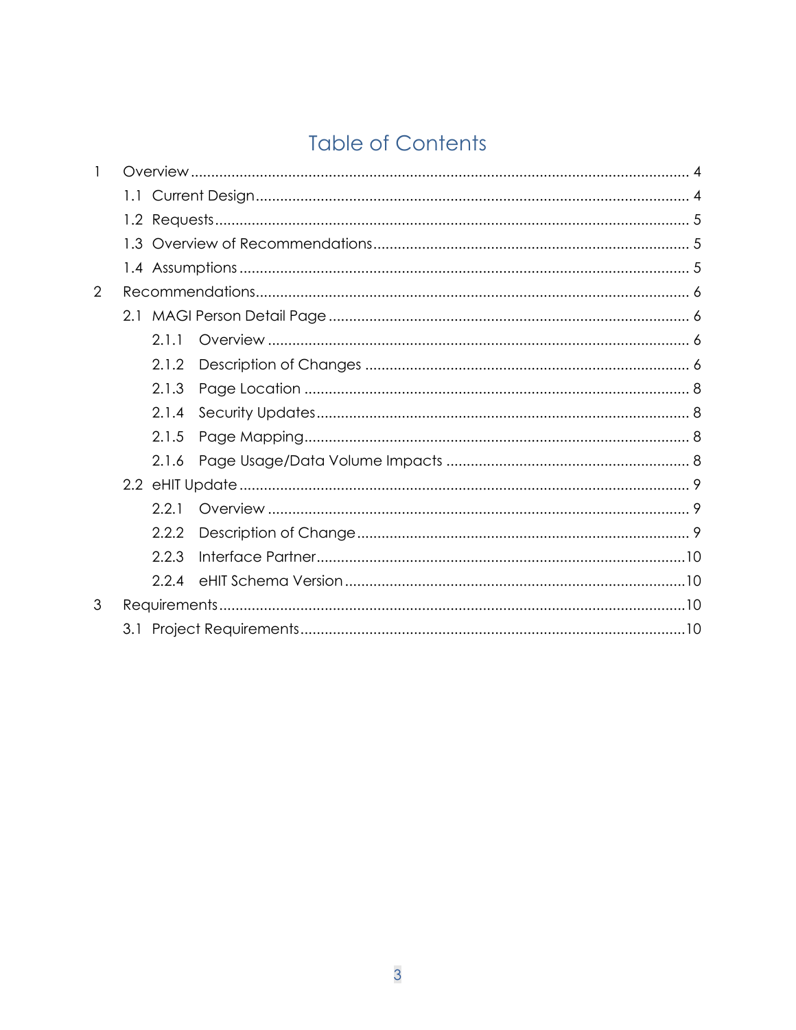# Table of Contents

- 1 Overview ........ 4
  - 1.1 Current Design ........ 4
  - 1.2 Requests ........ 5
  - 1.3 Overview of Recommendations ........ 5
  - 1.4 Assumptions ........ 5
- 2 Recommendations ........ 6
  - 2.1 MAGI Person Detail Page ........ 6
    - 2.1.1 Overview ........ 6
    - 2.1.2 Description of Changes ........ 6
    - 2.1.3 Page Location ........ 8
    - 2.1.4 Security Updates ........ 8
    - 2.1.5 Page Mapping ........ 8
    - 2.1.6 Page Usage/Data Volume Impacts ........ 8
  - 2.2 eHIT Update ........ 9
    - 2.2.1 Overview ........ 9
    - 2.2.2 Description of Change ........ 9
    - 2.2.3 Interface Partner ........ 10
    - 2.2.4 eHIT Schema Version ........ 10
- 3 Requirements ........ 10
  - 3.1 Project Requirements ........ 10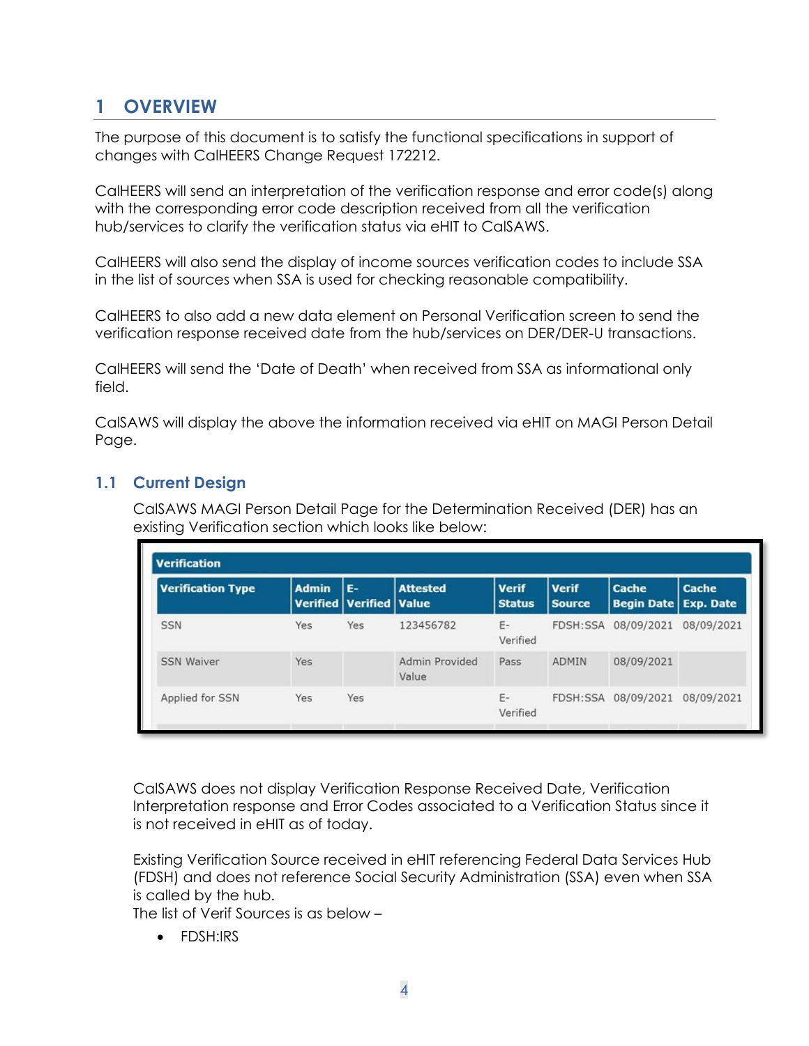# 1 OVERVIEW

The purpose of this document is to satisfy the functional specifications in support of changes with CalHEERS Change Request 172212.

CalHEERS will send an interpretation of the verification response and error code(s) along with the corresponding error code description received from all the verification hub/services to clarify the verification status via eHIT to CalSAWS.

CalHEERS will also send the display of income sources verification codes to include SSA in the list of sources when SSA is used for checking reasonable compatibility.

CalHEERS to also add a new data element on Personal Verification screen to send the verification response received date from the hub/services on DER/DER-U transactions.

CalHEERS will send the 'Date of Death' when received from SSA as informational only field.

CalSAWS will display the above the information received via eHIT on MAGI Person Detail Page.

## 1.1 Current Design

CalSAWS MAGI Person Detail Page for the Determination Received (DER) has an existing Verification section which looks like below:

**Verification**

| Verification Type | Admin Verified | E-Verified | Attested Value | Verif Status | Verif Source | Cache Begin Date | Cache Exp. Date |
|---|---|---|---|---|---|---|---|
| SSN | Yes | Yes | 123456782 | E-Verified | FDSH:SSA | 08/09/2021 | 08/09/2021 |
| SSN Waiver | Yes | | Admin Provided Value | Pass | ADMIN | 08/09/2021 | |
| Applied for SSN | Yes | Yes | | E-Verified | FDSH:SSA | 08/09/2021 | 08/09/2021 |

CalSAWS does not display Verification Response Received Date, Verification Interpretation response and Error Codes associated to a Verification Status since it is not received in eHIT as of today.

Existing Verification Source received in eHIT referencing Federal Data Services Hub (FDSH) and does not reference Social Security Administration (SSA) even when SSA is called by the hub.
The list of Verif Sources is as below –

- FDSH:IRS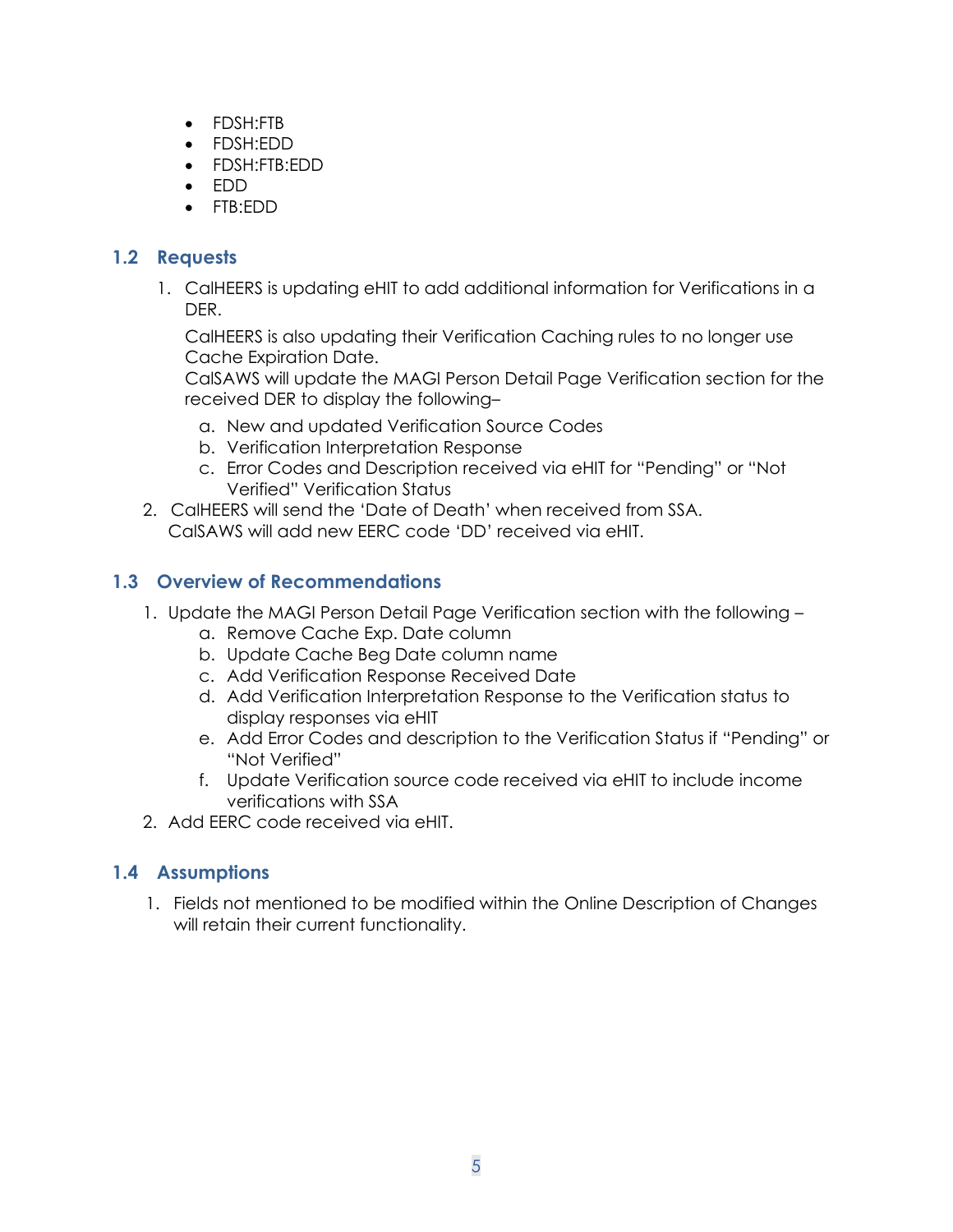- FDSH:FTB
- FDSH:EDD
- FDSH:FTB:EDD
- EDD
- FTB:EDD

## 1.2 Requests

1. CalHEERS is updating eHIT to add additional information for Verifications in a DER.

   CalHEERS is also updating their Verification Caching rules to no longer use Cache Expiration Date.
   CalSAWS will update the MAGI Person Detail Page Verification section for the received DER to display the following–

   a. New and updated Verification Source Codes
   b. Verification Interpretation Response
   c. Error Codes and Description received via eHIT for "Pending" or "Not Verified" Verification Status

2. CalHEERS will send the 'Date of Death' when received from SSA.
   CalSAWS will add new EERC code 'DD' received via eHIT.

## 1.3 Overview of Recommendations

1. Update the MAGI Person Detail Page Verification section with the following –
   a. Remove Cache Exp. Date column
   b. Update Cache Beg Date column name
   c. Add Verification Response Received Date
   d. Add Verification Interpretation Response to the Verification status to display responses via eHIT
   e. Add Error Codes and description to the Verification Status if "Pending" or "Not Verified"
   f. Update Verification source code received via eHIT to include income verifications with SSA
2. Add EERC code received via eHIT.

## 1.4 Assumptions

1. Fields not mentioned to be modified within the Online Description of Changes will retain their current functionality.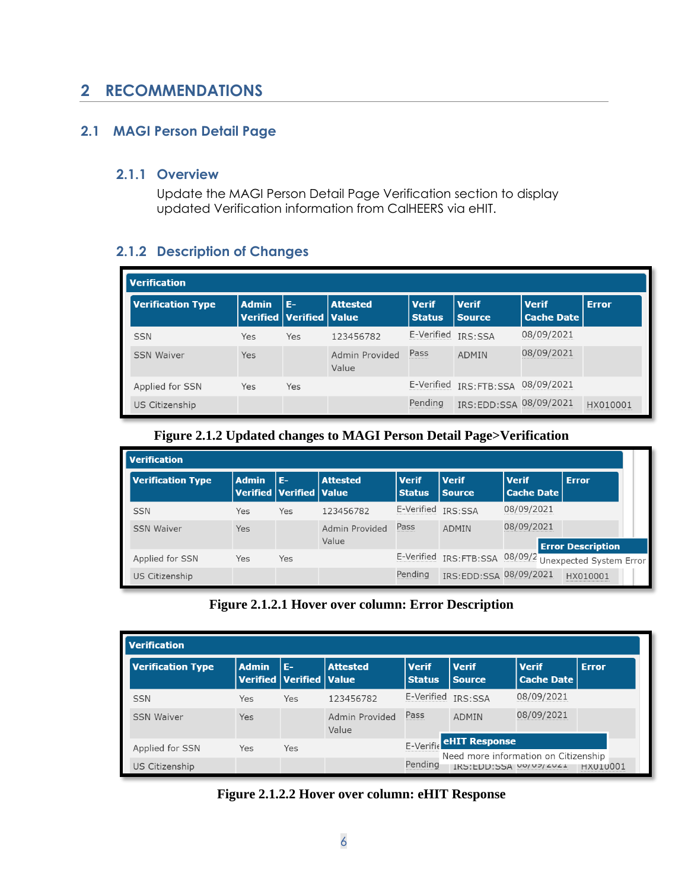# 2 RECOMMENDATIONS

## 2.1 MAGI Person Detail Page

### 2.1.1 Overview

Update the MAGI Person Detail Page Verification section to display updated Verification information from CalHEERS via eHIT.

### 2.1.2 Description of Changes

**Verification**

| Verification Type | Admin Verified | E-Verified | Attested Value | Verif Status | Verif Source | Verif Cache Date | Error |
|---|---|---|---|---|---|---|---|
| SSN | Yes | Yes | 123456782 | E-Verified | IRS:SSA | 08/09/2021 | |
| SSN Waiver | Yes | | Admin Provided Value | Pass | ADMIN | 08/09/2021 | |
| Applied for SSN | Yes | Yes | | E-Verified | IRS:FTB:SSA | 08/09/2021 | |
| US Citizenship | | | | Pending | IRS:EDD:SSA | 08/09/2021 | HX010001 |

**Figure 2.1.2 Updated changes to MAGI Person Detail Page>Verification**

**Verification**

| Verification Type | Admin Verified | E-Verified | Attested Value | Verif Status | Verif Source | Verif Cache Date | Error |
|---|---|---|---|---|---|---|---|
| SSN | Yes | Yes | 123456782 | E-Verified | IRS:SSA | 08/09/2021 | |
| SSN Waiver | Yes | | Admin Provided Value | Pass | ADMIN | 08/09/2021 | |
| Applied for SSN | Yes | Yes | | E-Verified | IRS:FTB:SSA | 08/09/2 | |
| US Citizenship | | | | Pending | IRS:EDD:SSA | 08/09/2021 | HX010001 |

Error Description
Unexpected System Error

**Figure 2.1.2.1 Hover over column: Error Description**

**Verification**

| Verification Type | Admin Verified | E-Verified | Attested Value | Verif Status | Verif Source | Verif Cache Date | Error |
|---|---|---|---|---|---|---|---|
| SSN | Yes | Yes | 123456782 | E-Verified | IRS:SSA | 08/09/2021 | |
| SSN Waiver | Yes | | Admin Provided Value | Pass | ADMIN | 08/09/2021 | |
| Applied for SSN | Yes | Yes | | E-Verifie | | | |
| US Citizenship | | | | Pending | IRS:EDD:SSA | 08/09/2021 | HX010001 |

eHIT Response
Need more information on Citizenship

**Figure 2.1.2.2 Hover over column: eHIT Response**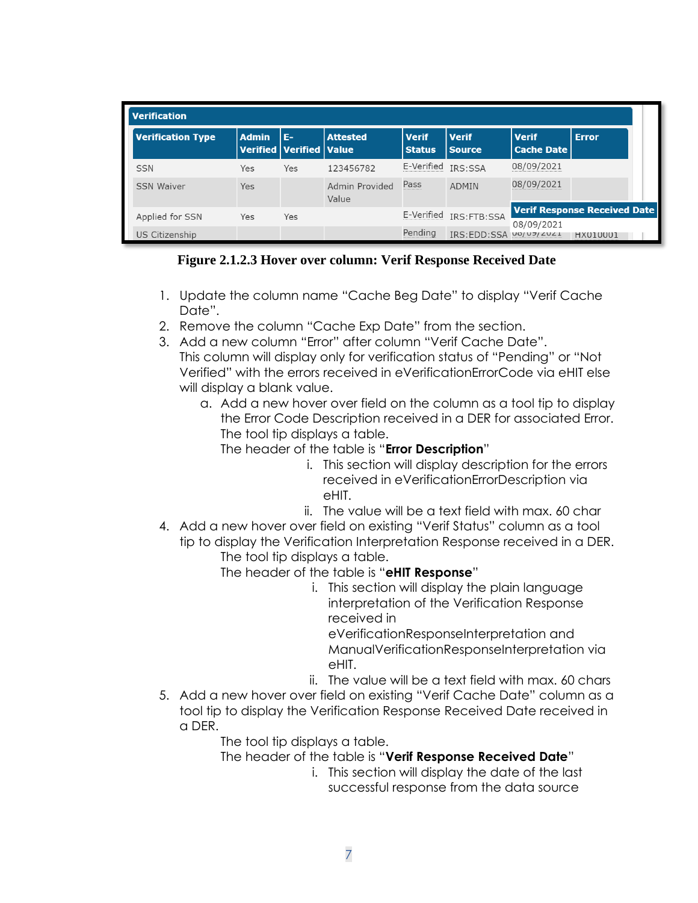| Verification | | | | | | | |
|---|---|---|---|---|---|---|---|
| **Verification Type** | **Admin Verified** | **E-Verified** | **Attested Value** | **Verif Status** | **Verif Source** | **Verif Cache Date** | **Error** |
| SSN | Yes | Yes | 123456782 | E-Verified | IRS:SSA | 08/09/2021 | |
| SSN Waiver | Yes | | Admin Provided Value | Pass | ADMIN | 08/09/2021 | |
| Applied for SSN | Yes | Yes | | E-Verified | IRS:FTB:SSA | **Verif Response Received Date** 08/09/2021 | |
| US Citizenship | | | | Pending | IRS:EDD:SSA | 08/09/2021 | HX010001 |

**Figure 2.1.2.3 Hover over column: Verif Response Received Date**

1. Update the column name "Cache Beg Date" to display "Verif Cache Date".
2. Remove the column "Cache Exp Date" from the section.
3. Add a new column "Error" after column "Verif Cache Date". This column will display only for verification status of "Pending" or "Not Verified" with the errors received in eVerificationErrorCode via eHIT else will display a blank value.
   a. Add a new hover over field on the column as a tool tip to display the Error Code Description received in a DER for associated Error. The tool tip displays a table. The header of the table is "**Error Description**"
      i. This section will display description for the errors received in eVerificationErrorDescription via eHIT.
      ii. The value will be a text field with max. 60 char
4. Add a new hover over field on existing "Verif Status" column as a tool tip to display the Verification Interpretation Response received in a DER. The tool tip displays a table. The header of the table is "**eHIT Response**"
   i. This section will display the plain language interpretation of the Verification Response received in eVerificationResponseInterpretation and ManualVerificationResponseInterpretation via eHIT.
   ii. The value will be a text field with max. 60 chars
5. Add a new hover over field on existing "Verif Cache Date" column as a tool tip to display the Verification Response Received Date received in a DER. The tool tip displays a table. The header of the table is "**Verif Response Received Date**"
   i. This section will display the date of the last successful response from the data source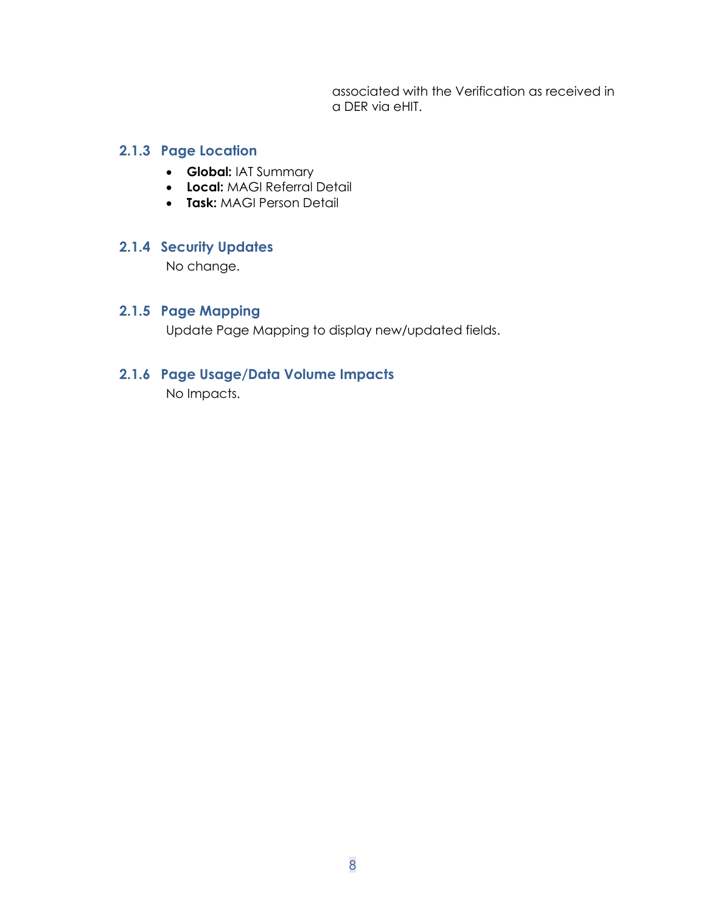associated with the Verification as received in a DER via eHIT.

### 2.1.3 Page Location

- **Global:** IAT Summary
- **Local:** MAGI Referral Detail
- **Task:** MAGI Person Detail

### 2.1.4 Security Updates

No change.

### 2.1.5 Page Mapping

Update Page Mapping to display new/updated fields.

### 2.1.6 Page Usage/Data Volume Impacts

No Impacts.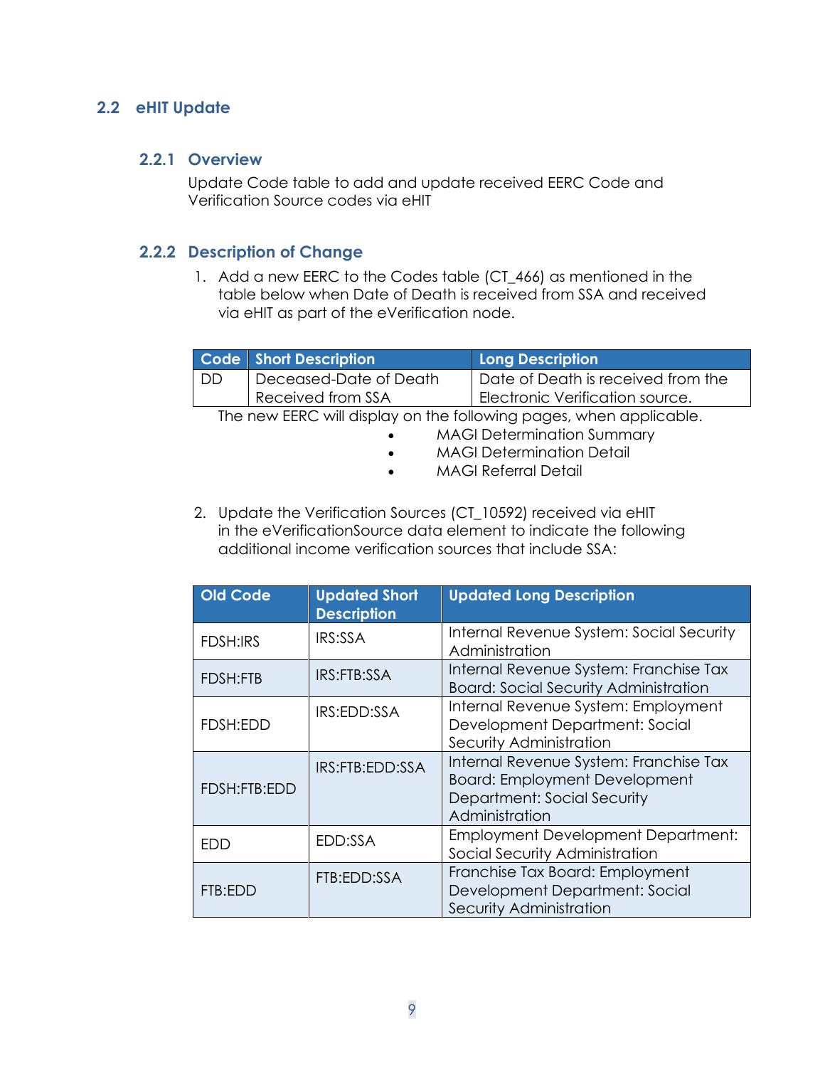## 2.2 eHIT Update

### 2.2.1 Overview

Update Code table to add and update received EERC Code and Verification Source codes via eHIT

### 2.2.2 Description of Change

1. Add a new EERC to the Codes table (CT_466) as mentioned in the table below when Date of Death is received from SSA and received via eHIT as part of the eVerification node.

| Code | Short Description | Long Description |
|---|---|---|
| DD | Deceased-Date of Death Received from SSA | Date of Death is received from the Electronic Verification source. |

The new EERC will display on the following pages, when applicable.

- MAGI Determination Summary
- MAGI Determination Detail
- MAGI Referral Detail

2. Update the Verification Sources (CT_10592) received via eHIT in the eVerificationSource data element to indicate the following additional income verification sources that include SSA:

| Old Code | Updated Short Description | Updated Long Description |
|---|---|---|
| FDSH:IRS | IRS:SSA | Internal Revenue System: Social Security Administration |
| FDSH:FTB | IRS:FTB:SSA | Internal Revenue System: Franchise Tax Board: Social Security Administration |
| FDSH:EDD | IRS:EDD:SSA | Internal Revenue System: Employment Development Department: Social Security Administration |
| FDSH:FTB:EDD | IRS:FTB:EDD:SSA | Internal Revenue System: Franchise Tax Board: Employment Development Department: Social Security Administration |
| EDD | EDD:SSA | Employment Development Department: Social Security Administration |
| FTB:EDD | FTB:EDD:SSA | Franchise Tax Board: Employment Development Department: Social Security Administration |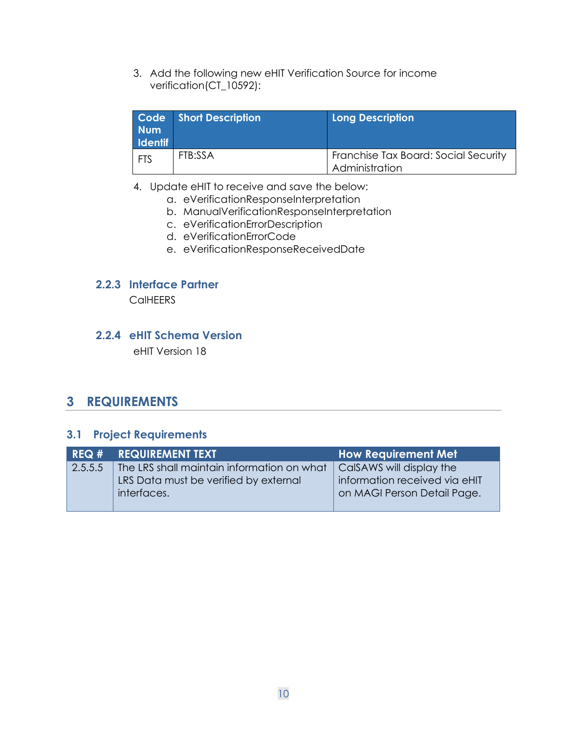3. Add the following new eHIT Verification Source for income verification(CT_10592):

| Code Num Identif | Short Description | Long Description |
|---|---|---|
| FTS | FTB:SSA | Franchise Tax Board: Social Security Administration |

4. Update eHIT to receive and save the below:
    a. eVerificationResponseInterpretation
    b. ManualVerificationResponseInterpretation
    c. eVerificationErrorDescription
    d. eVerificationErrorCode
    e. eVerificationResponseReceivedDate

### 2.2.3 Interface Partner

CalHEERS

### 2.2.4 eHIT Schema Version

eHIT Version 18

# 3 REQUIREMENTS

## 3.1 Project Requirements

| REQ # | REQUIREMENT TEXT | How Requirement Met |
|---|---|---|
| 2.5.5.5 | The LRS shall maintain information on what LRS Data must be verified by external interfaces. | CalSAWS will display the information received via eHIT on MAGI Person Detail Page. |